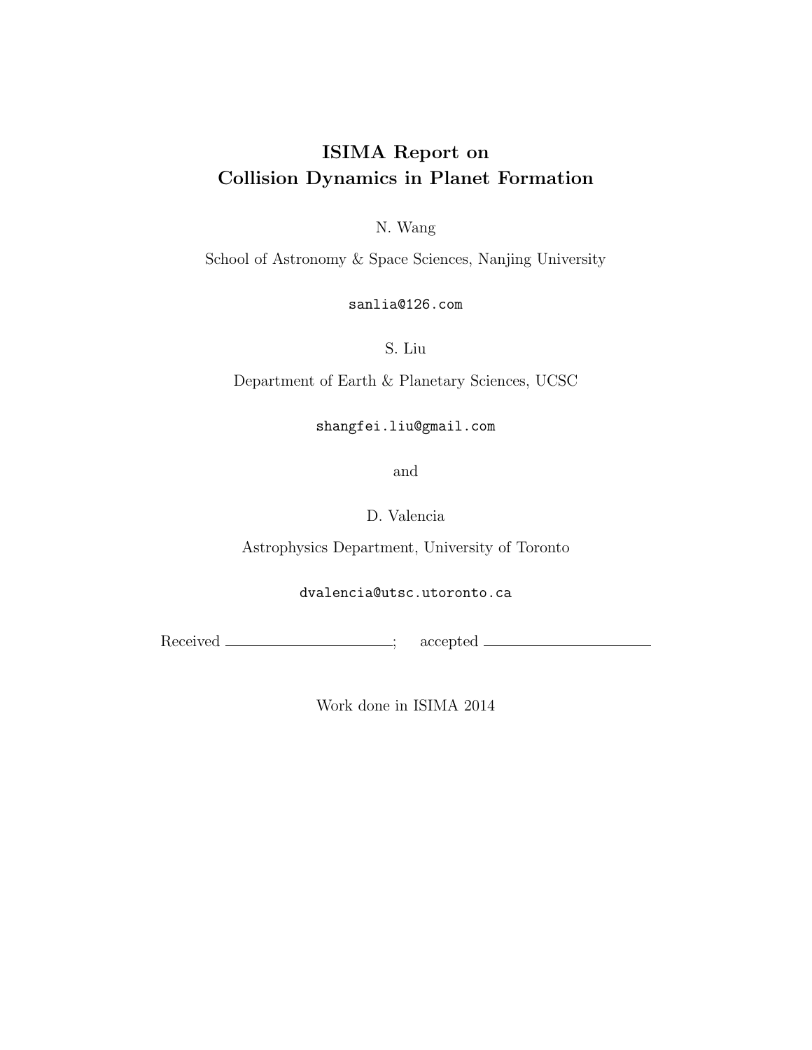# ISIMA Report on Collision Dynamics in Planet Formation

N. Wang

School of Astronomy & Space Sciences, Nanjing University

sanlia@126.com

S. Liu

Department of Earth & Planetary Sciences, UCSC

shangfei.liu@gmail.com

and

D. Valencia

Astrophysics Department, University of Toronto

dvalencia@utsc.utoronto.ca

Received ____________________; accepted ____________________

Work done in ISIMA 2014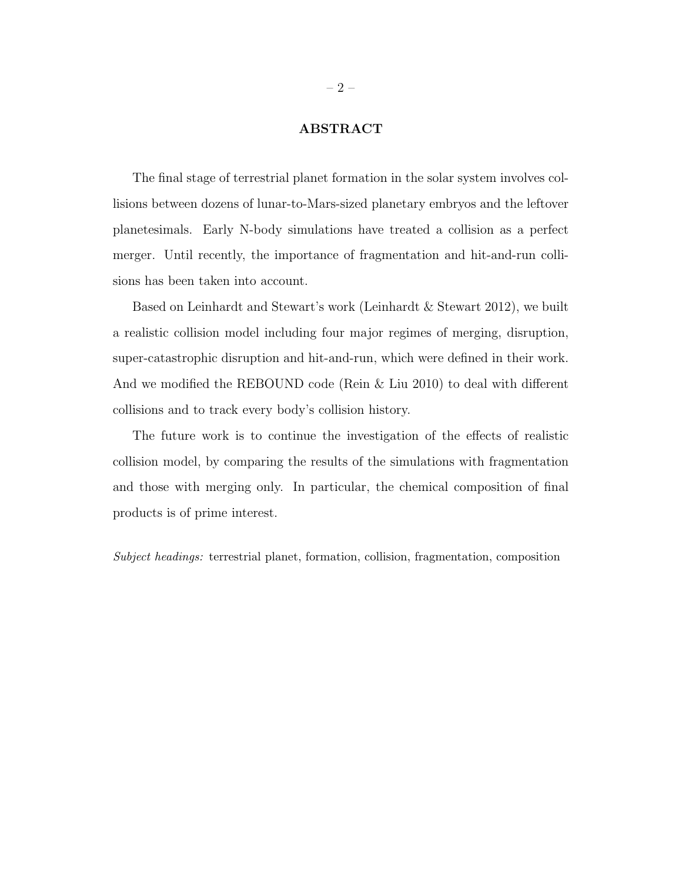## ABSTRACT

The final stage of terrestrial planet formation in the solar system involves collisions between dozens of lunar-to-Mars-sized planetary embryos and the leftover planetesimals. Early N-body simulations have treated a collision as a perfect merger. Until recently, the importance of fragmentation and hit-and-run collisions has been taken into account.

Based on Leinhardt and Stewart's work (Leinhardt & Stewart 2012), we built a realistic collision model including four major regimes of merging, disruption, super-catastrophic disruption and hit-and-run, which were defined in their work. And we modified the REBOUND code (Rein & Liu 2010) to deal with different collisions and to track every body's collision history.

The future work is to continue the investigation of the effects of realistic collision model, by comparing the results of the simulations with fragmentation and those with merging only. In particular, the chemical composition of final products is of prime interest.

*Subject headings:* terrestrial planet, formation, collision, fragmentation, composition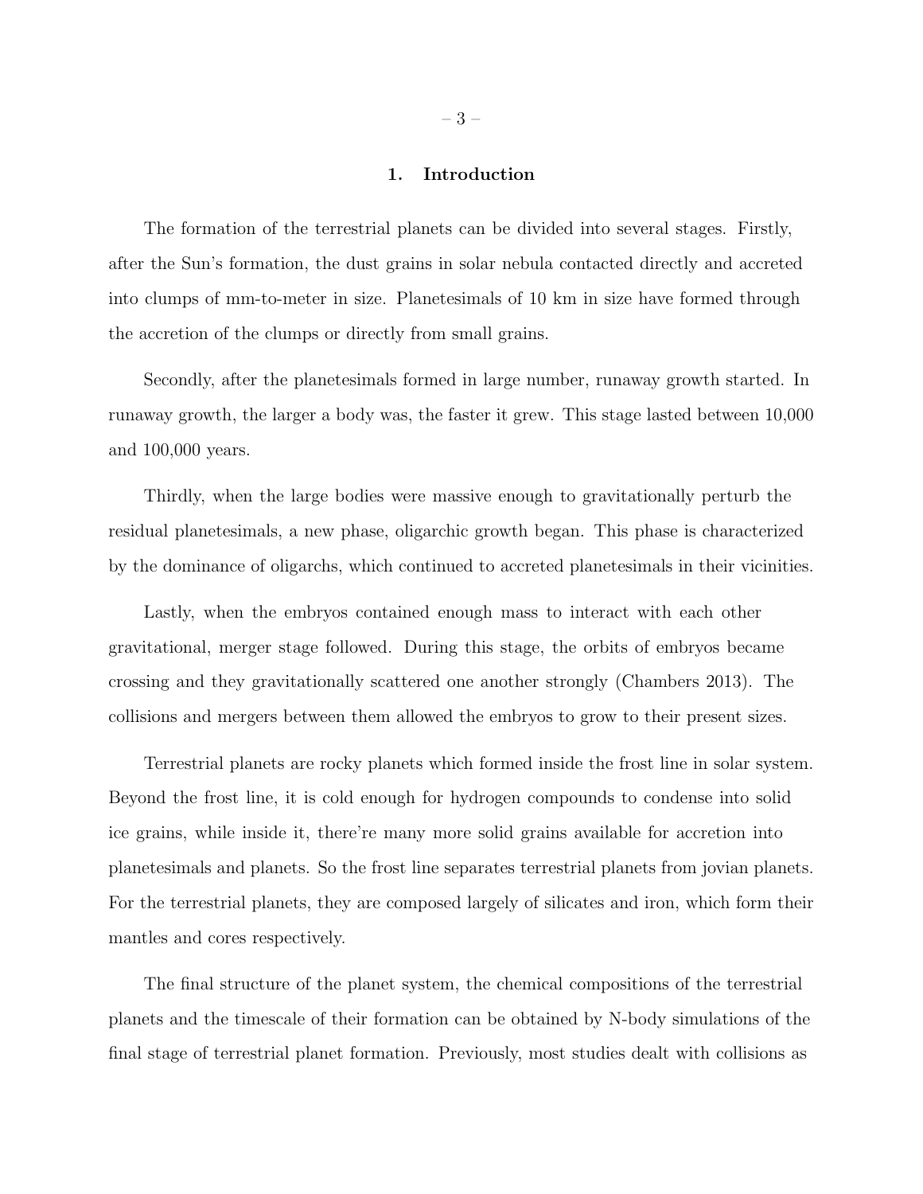# 1. Introduction

The formation of the terrestrial planets can be divided into several stages. Firstly, after the Sun's formation, the dust grains in solar nebula contacted directly and accreted into clumps of mm-to-meter in size. Planetesimals of 10 km in size have formed through the accretion of the clumps or directly from small grains.

Secondly, after the planetesimals formed in large number, runaway growth started. In runaway growth, the larger a body was, the faster it grew. This stage lasted between 10,000 and 100,000 years.

Thirdly, when the large bodies were massive enough to gravitationally perturb the residual planetesimals, a new phase, oligarchic growth began. This phase is characterized by the dominance of oligarchs, which continued to accreted planetesimals in their vicinities.

Lastly, when the embryos contained enough mass to interact with each other gravitational, merger stage followed. During this stage, the orbits of embryos became crossing and they gravitationally scattered one another strongly (Chambers 2013). The collisions and mergers between them allowed the embryos to grow to their present sizes.

Terrestrial planets are rocky planets which formed inside the frost line in solar system. Beyond the frost line, it is cold enough for hydrogen compounds to condense into solid ice grains, while inside it, there're many more solid grains available for accretion into planetesimals and planets. So the frost line separates terrestrial planets from jovian planets. For the terrestrial planets, they are composed largely of silicates and iron, which form their mantles and cores respectively.

The final structure of the planet system, the chemical compositions of the terrestrial planets and the timescale of their formation can be obtained by N-body simulations of the final stage of terrestrial planet formation. Previously, most studies dealt with collisions as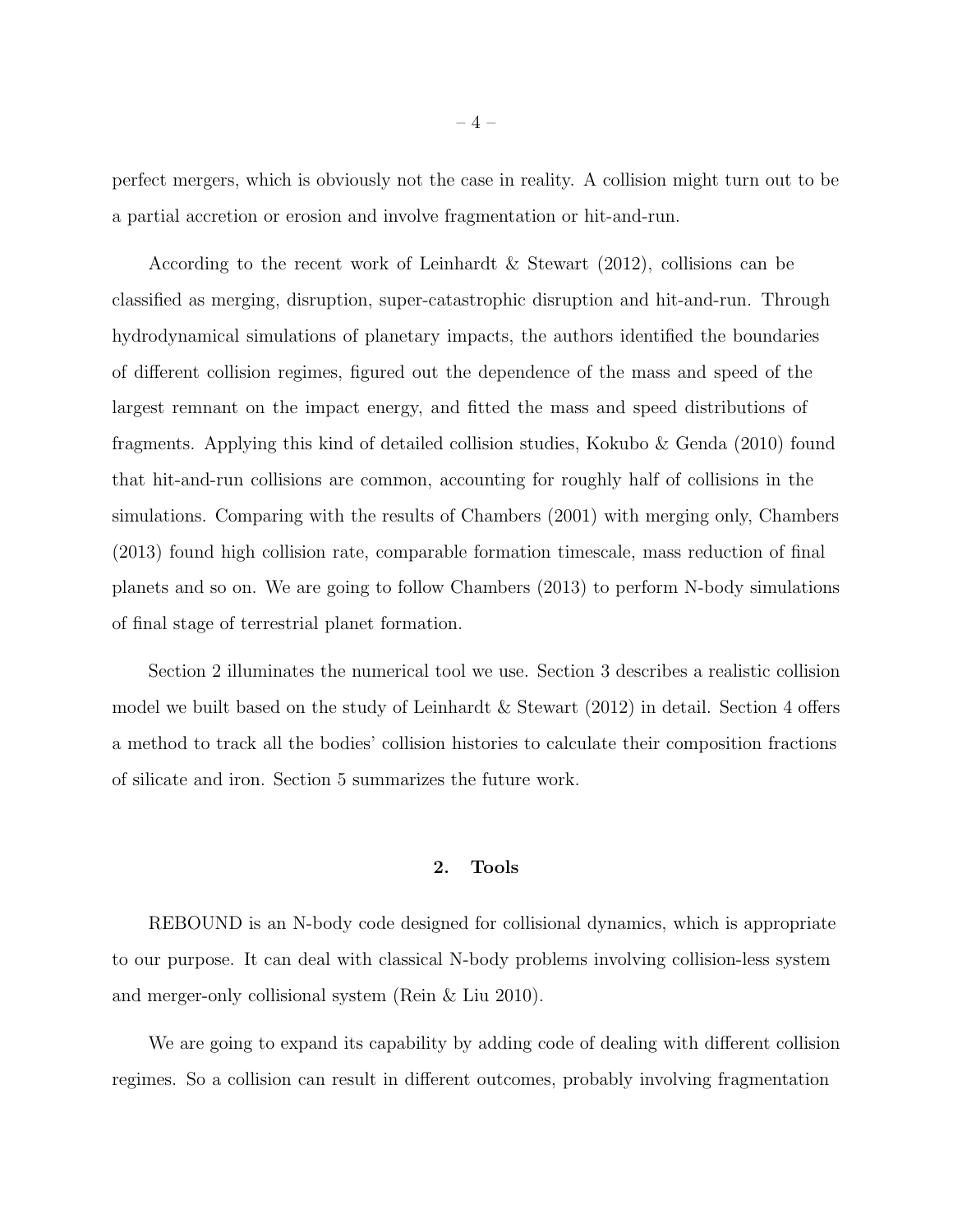perfect mergers, which is obviously not the case in reality. A collision might turn out to be a partial accretion or erosion and involve fragmentation or hit-and-run.

According to the recent work of Leinhardt & Stewart (2012), collisions can be classified as merging, disruption, super-catastrophic disruption and hit-and-run. Through hydrodynamical simulations of planetary impacts, the authors identified the boundaries of different collision regimes, figured out the dependence of the mass and speed of the largest remnant on the impact energy, and fitted the mass and speed distributions of fragments. Applying this kind of detailed collision studies, Kokubo & Genda (2010) found that hit-and-run collisions are common, accounting for roughly half of collisions in the simulations. Comparing with the results of Chambers (2001) with merging only, Chambers (2013) found high collision rate, comparable formation timescale, mass reduction of final planets and so on. We are going to follow Chambers (2013) to perform N-body simulations of final stage of terrestrial planet formation.

Section 2 illuminates the numerical tool we use. Section 3 describes a realistic collision model we built based on the study of Leinhardt & Stewart (2012) in detail. Section 4 offers a method to track all the bodies' collision histories to calculate their composition fractions of silicate and iron. Section 5 summarizes the future work.

## 2. Tools

REBOUND is an N-body code designed for collisional dynamics, which is appropriate to our purpose. It can deal with classical N-body problems involving collision-less system and merger-only collisional system (Rein & Liu 2010).

We are going to expand its capability by adding code of dealing with different collision regimes. So a collision can result in different outcomes, probably involving fragmentation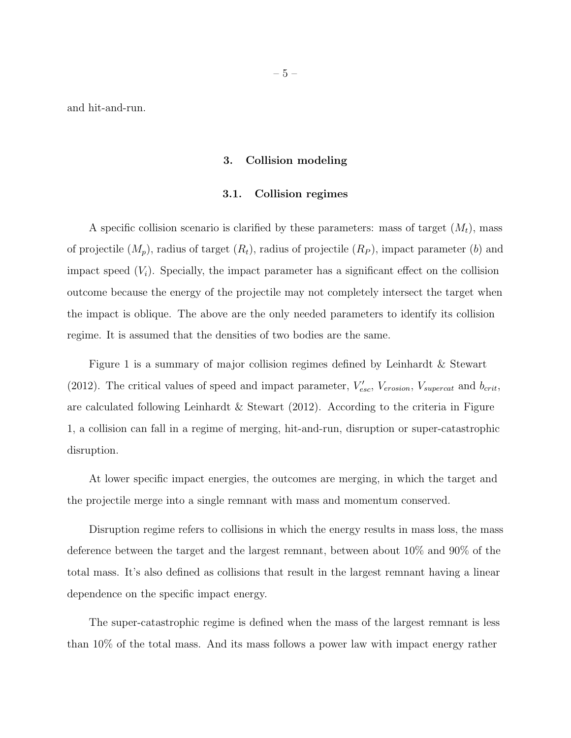and hit-and-run.

## 3. Collision modeling

### 3.1. Collision regimes

A specific collision scenario is clarified by these parameters: mass of target ($M_t$), mass of projectile ($M_p$), radius of target ($R_t$), radius of projectile ($R_P$), impact parameter ($b$) and impact speed ($V_i$). Specially, the impact parameter has a significant effect on the collision outcome because the energy of the projectile may not completely intersect the target when the impact is oblique. The above are the only needed parameters to identify its collision regime. It is assumed that the densities of two bodies are the same.

Figure 1 is a summary of major collision regimes defined by Leinhardt & Stewart (2012). The critical values of speed and impact parameter, $V'_{esc}$, $V_{erosion}$, $V_{supercat}$ and $b_{crit}$, are calculated following Leinhardt & Stewart (2012). According to the criteria in Figure 1, a collision can fall in a regime of merging, hit-and-run, disruption or super-catastrophic disruption.

At lower specific impact energies, the outcomes are merging, in which the target and the projectile merge into a single remnant with mass and momentum conserved.

Disruption regime refers to collisions in which the energy results in mass loss, the mass deference between the target and the largest remnant, between about 10% and 90% of the total mass. It's also defined as collisions that result in the largest remnant having a linear dependence on the specific impact energy.

The super-catastrophic regime is defined when the mass of the largest remnant is less than 10% of the total mass. And its mass follows a power law with impact energy rather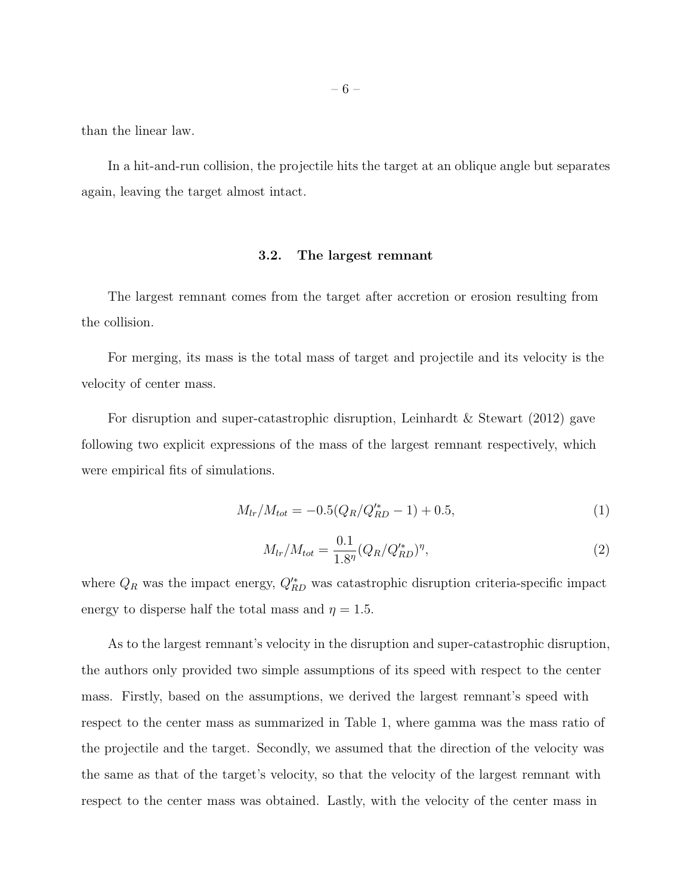than the linear law.

In a hit-and-run collision, the projectile hits the target at an oblique angle but separates again, leaving the target almost intact.

### 3.2. The largest remnant

The largest remnant comes from the target after accretion or erosion resulting from the collision.

For merging, its mass is the total mass of target and projectile and its velocity is the velocity of center mass.

For disruption and super-catastrophic disruption, Leinhardt & Stewart (2012) gave following two explicit expressions of the mass of the largest remnant respectively, which were empirical fits of simulations.

$$M_{lr}/M_{tot} = -0.5(Q_R/Q'^{*}_{RD} - 1) + 0.5, \tag{1}$$

$$M_{lr}/M_{tot} = \frac{0.1}{1.8^{\eta}}(Q_R/Q'^{*}_{RD})^{\eta}, \tag{2}$$

where $Q_R$ was the impact energy, $Q'^{*}_{RD}$ was catastrophic disruption criteria-specific impact energy to disperse half the total mass and $\eta = 1.5$.

As to the largest remnant's velocity in the disruption and super-catastrophic disruption, the authors only provided two simple assumptions of its speed with respect to the center mass. Firstly, based on the assumptions, we derived the largest remnant's speed with respect to the center mass as summarized in Table 1, where gamma was the mass ratio of the projectile and the target. Secondly, we assumed that the direction of the velocity was the same as that of the target's velocity, so that the velocity of the largest remnant with respect to the center mass was obtained. Lastly, with the velocity of the center mass in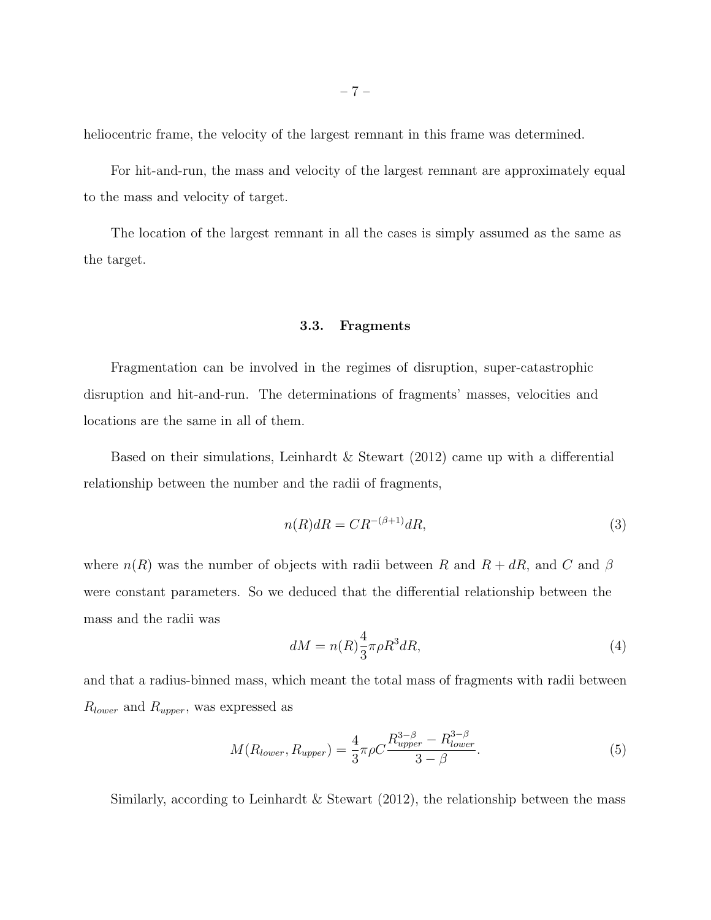heliocentric frame, the velocity of the largest remnant in this frame was determined.

For hit-and-run, the mass and velocity of the largest remnant are approximately equal to the mass and velocity of target.

The location of the largest remnant in all the cases is simply assumed as the same as the target.

### 3.3. Fragments

Fragmentation can be involved in the regimes of disruption, super-catastrophic disruption and hit-and-run. The determinations of fragments' masses, velocities and locations are the same in all of them.

Based on their simulations, Leinhardt & Stewart (2012) came up with a differential relationship between the number and the radii of fragments,

$$n(R)dR = CR^{-(\beta+1)}dR, \tag{3}$$

where $n(R)$ was the number of objects with radii between $R$ and $R + dR$, and $C$ and $\beta$ were constant parameters. So we deduced that the differential relationship between the mass and the radii was

$$dM = n(R)\frac{4}{3}\pi\rho R^3 dR, \tag{4}$$

and that a radius-binned mass, which meant the total mass of fragments with radii between $R_{lower}$ and $R_{upper}$, was expressed as

$$M(R_{lower}, R_{upper}) = \frac{4}{3}\pi\rho C\frac{R_{upper}^{3-\beta} - R_{lower}^{3-\beta}}{3-\beta}. \tag{5}$$

Similarly, according to Leinhardt & Stewart (2012), the relationship between the mass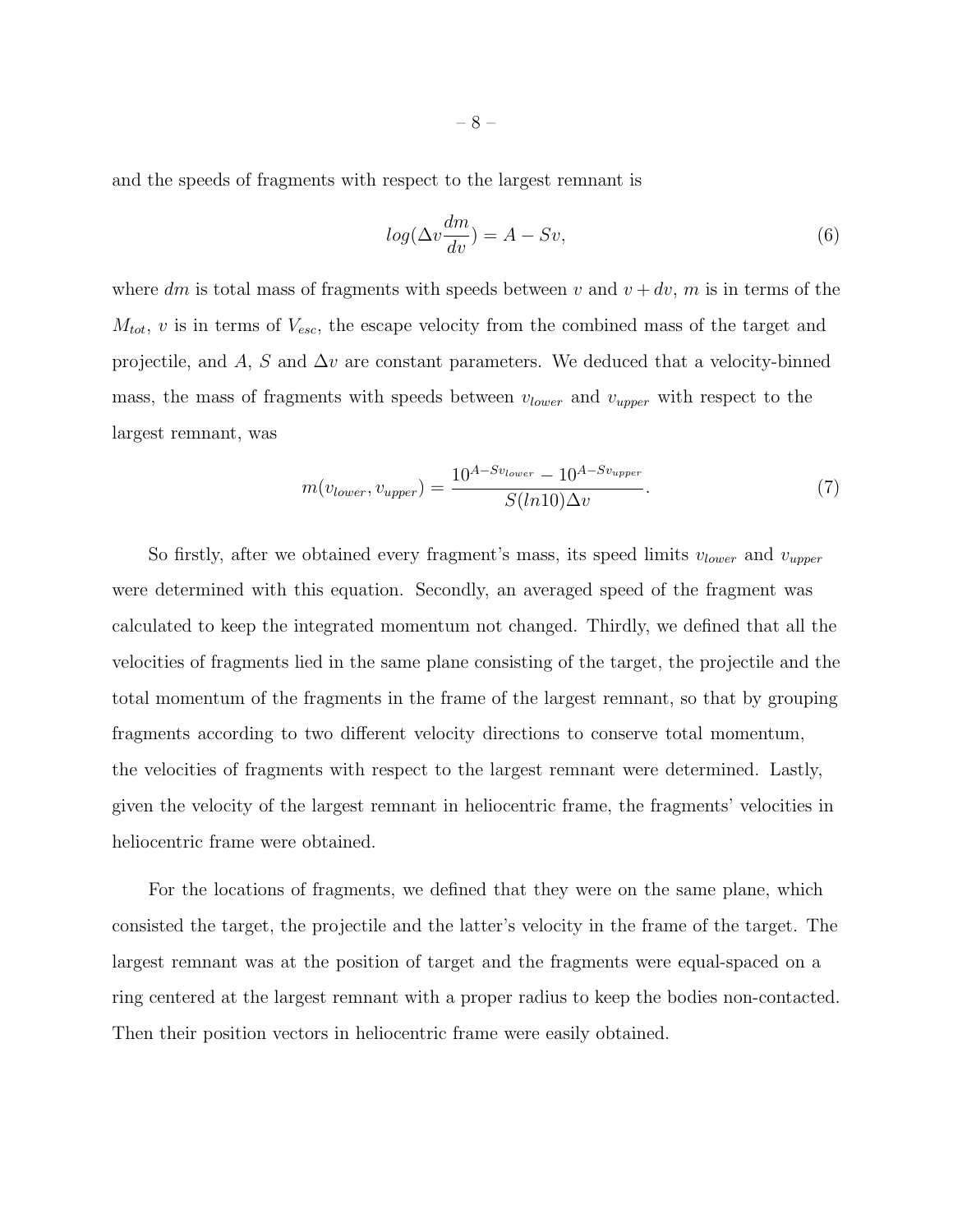and the speeds of fragments with respect to the largest remnant is

$$log(\Delta v \frac{dm}{dv}) = A - Sv, \tag{6}$$

where $dm$ is total mass of fragments with speeds between $v$ and $v + dv$, $m$ is in terms of the $M_{tot}$, $v$ is in terms of $V_{esc}$, the escape velocity from the combined mass of the target and projectile, and $A$, $S$ and $\Delta v$ are constant parameters. We deduced that a velocity-binned mass, the mass of fragments with speeds between $v_{lower}$ and $v_{upper}$ with respect to the largest remnant, was

$$m(v_{lower}, v_{upper}) = \frac{10^{A-Sv_{lower}} - 10^{A-Sv_{upper}}}{S(ln10)\Delta v}. \tag{7}$$

So firstly, after we obtained every fragment's mass, its speed limits $v_{lower}$ and $v_{upper}$ were determined with this equation. Secondly, an averaged speed of the fragment was calculated to keep the integrated momentum not changed. Thirdly, we defined that all the velocities of fragments lied in the same plane consisting of the target, the projectile and the total momentum of the fragments in the frame of the largest remnant, so that by grouping fragments according to two different velocity directions to conserve total momentum, the velocities of fragments with respect to the largest remnant were determined. Lastly, given the velocity of the largest remnant in heliocentric frame, the fragments' velocities in heliocentric frame were obtained.

For the locations of fragments, we defined that they were on the same plane, which consisted the target, the projectile and the latter's velocity in the frame of the target. The largest remnant was at the position of target and the fragments were equal-spaced on a ring centered at the largest remnant with a proper radius to keep the bodies non-contacted. Then their position vectors in heliocentric frame were easily obtained.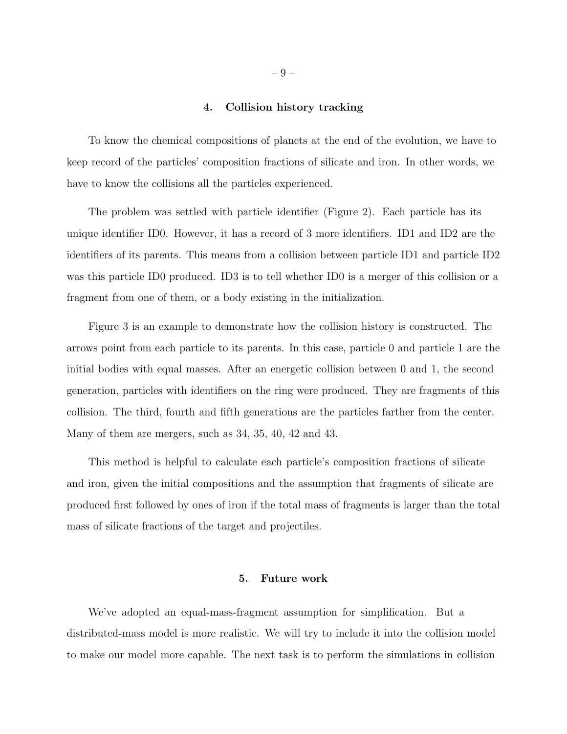## 4. Collision history tracking

To know the chemical compositions of planets at the end of the evolution, we have to keep record of the particles' composition fractions of silicate and iron. In other words, we have to know the collisions all the particles experienced.

The problem was settled with particle identifier (Figure 2). Each particle has its unique identifier ID0. However, it has a record of 3 more identifiers. ID1 and ID2 are the identifiers of its parents. This means from a collision between particle ID1 and particle ID2 was this particle ID0 produced. ID3 is to tell whether ID0 is a merger of this collision or a fragment from one of them, or a body existing in the initialization.

Figure 3 is an example to demonstrate how the collision history is constructed. The arrows point from each particle to its parents. In this case, particle 0 and particle 1 are the initial bodies with equal masses. After an energetic collision between 0 and 1, the second generation, particles with identifiers on the ring were produced. They are fragments of this collision. The third, fourth and fifth generations are the particles farther from the center. Many of them are mergers, such as 34, 35, 40, 42 and 43.

This method is helpful to calculate each particle's composition fractions of silicate and iron, given the initial compositions and the assumption that fragments of silicate are produced first followed by ones of iron if the total mass of fragments is larger than the total mass of silicate fractions of the target and projectiles.

## 5. Future work

We've adopted an equal-mass-fragment assumption for simplification. But a distributed-mass model is more realistic. We will try to include it into the collision model to make our model more capable. The next task is to perform the simulations in collision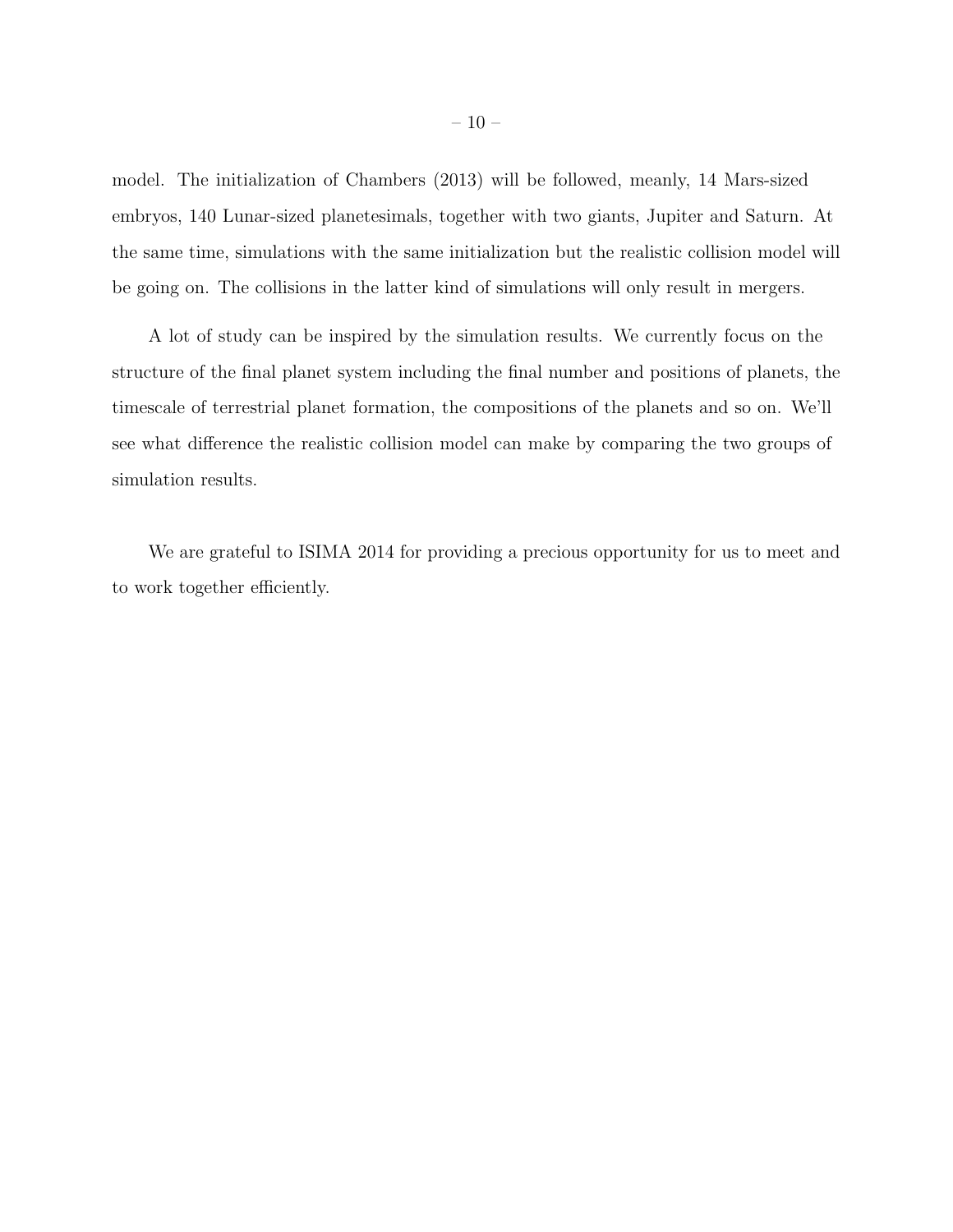model. The initialization of Chambers (2013) will be followed, meanly, 14 Mars-sized embryos, 140 Lunar-sized planetesimals, together with two giants, Jupiter and Saturn. At the same time, simulations with the same initialization but the realistic collision model will be going on. The collisions in the latter kind of simulations will only result in mergers.

A lot of study can be inspired by the simulation results. We currently focus on the structure of the final planet system including the final number and positions of planets, the timescale of terrestrial planet formation, the compositions of the planets and so on. We'll see what difference the realistic collision model can make by comparing the two groups of simulation results.

We are grateful to ISIMA 2014 for providing a precious opportunity for us to meet and to work together efficiently.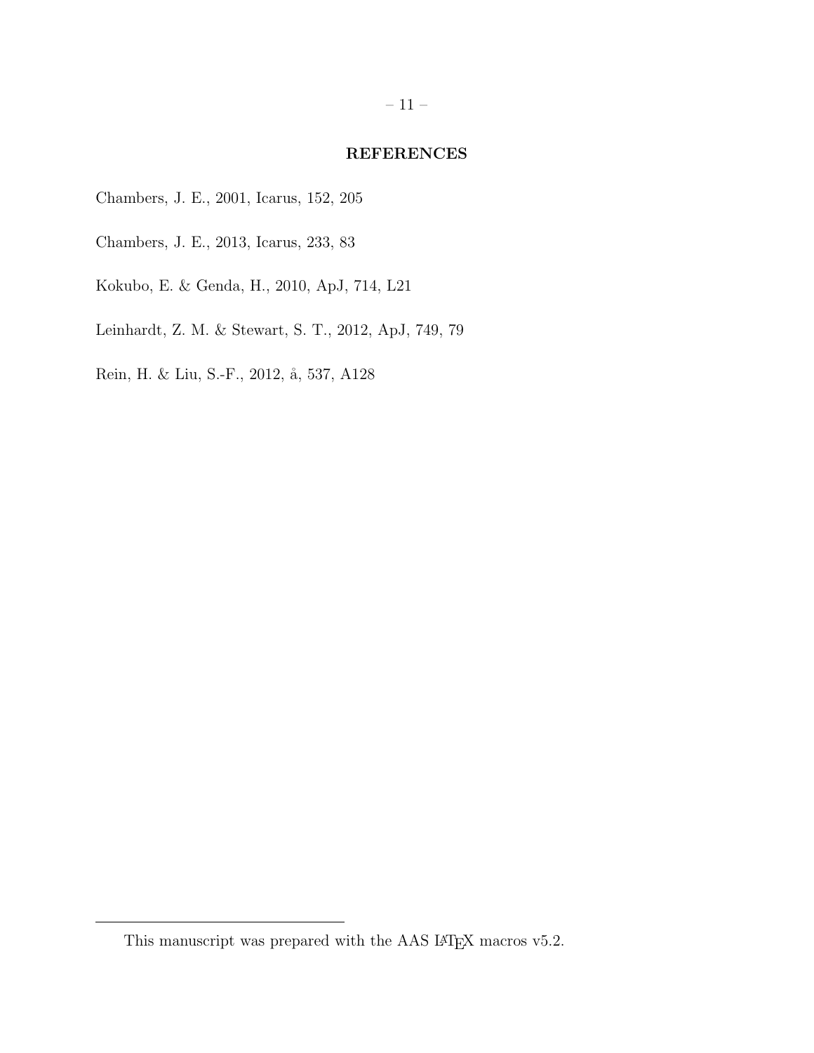## REFERENCES

Chambers, J. E., 2001, Icarus, 152, 205

Chambers, J. E., 2013, Icarus, 233, 83

Kokubo, E. & Genda, H., 2010, ApJ, 714, L21

Leinhardt, Z. M. & Stewart, S. T., 2012, ApJ, 749, 79

Rein, H. & Liu, S.-F., 2012, å, 537, A128

---

This manuscript was prepared with the AAS LaTeX macros v5.2.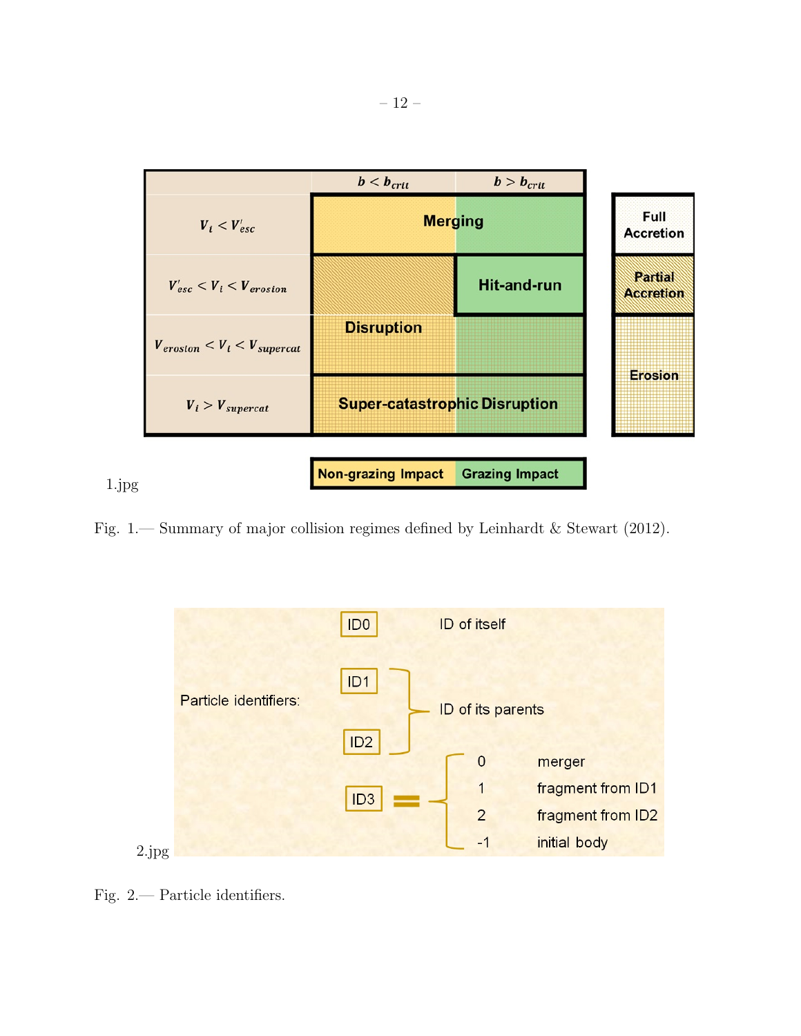| | $b < b_{crit}$ | $b > b_{crit}$ |
|---|---|---|
| $V_i < V'_{esc}$ | Merging | Merging |
| $V'_{esc} < V_i < V_{erosion}$ | Disruption | Hit-and-run |
| $V_{erosion} < V_i < V_{supercat}$ | Disruption | Disruption |
| $V_i > V_{supercat}$ | Super-catastrophic Disruption | Super-catastrophic Disruption |

Full Accretion / Partial Accretion / Erosion

Non-grazing Impact | Grazing Impact

1.jpg

Fig. 1.— Summary of major collision regimes defined by Leinhardt & Stewart (2012).

Particle identifiers:

- ID0 — ID of itself
- ID1, ID2 — ID of its parents
- ID3 =
  - 0 — merger
  - 1 — fragment from ID1
  - 2 — fragment from ID2
  - -1 — initial body

2.jpg

Fig. 2.— Particle identifiers.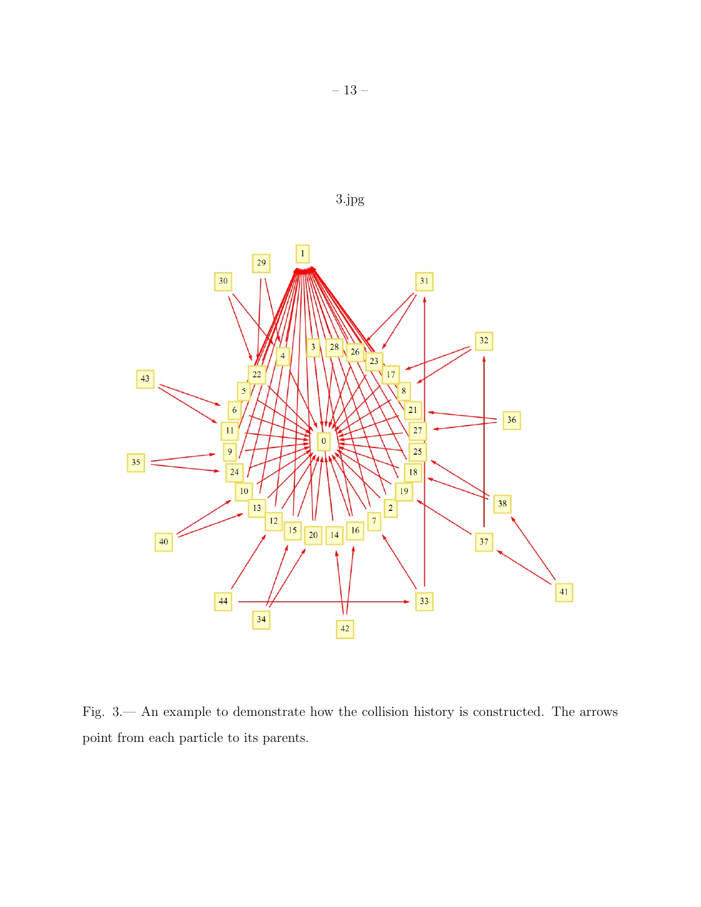3.jpg

Fig. 3.— An example to demonstrate how the collision history is constructed. The arrows point from each particle to its parents.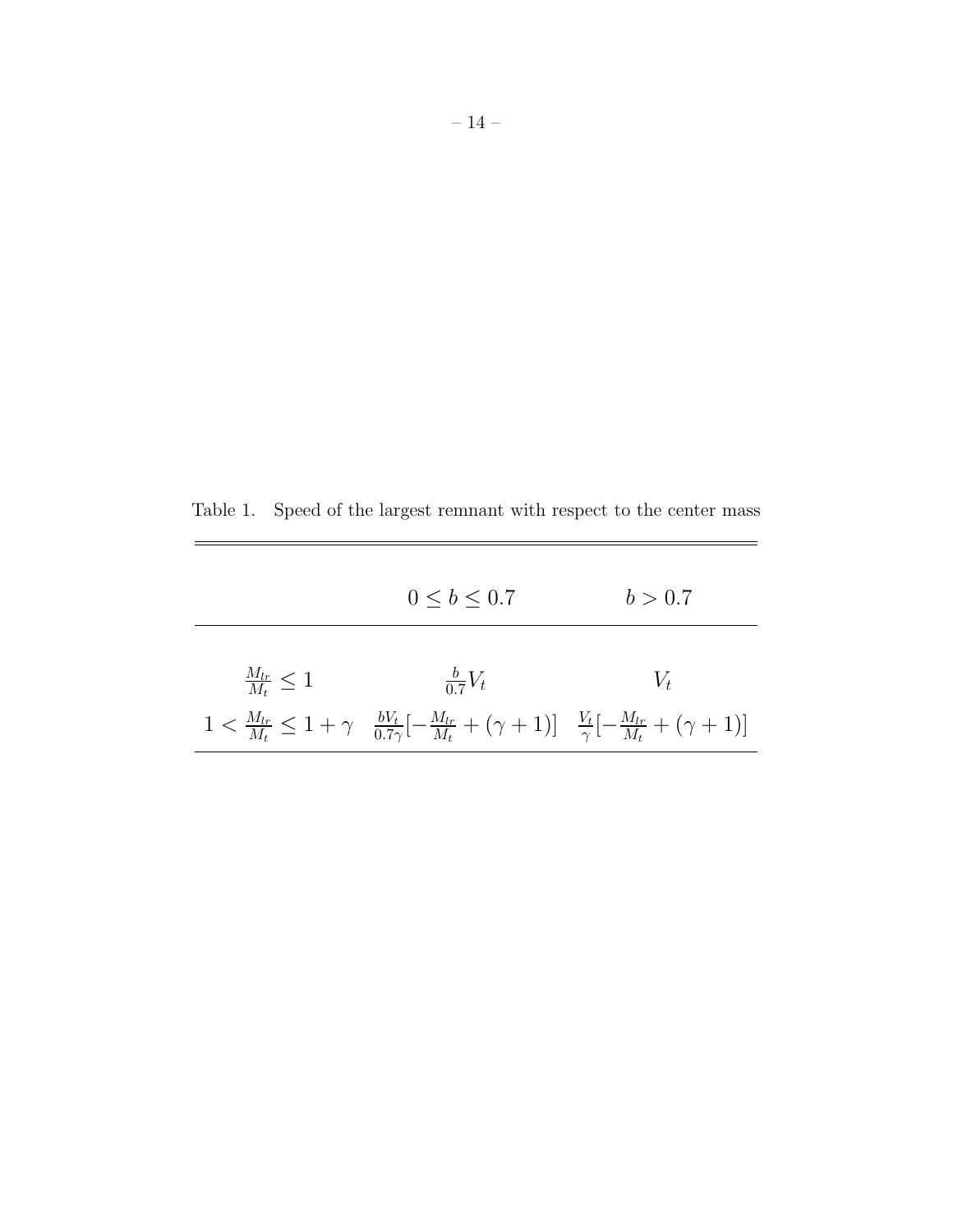Table 1. Speed of the largest remnant with respect to the center mass

| | $0 \leq b \leq 0.7$ | $b > 0.7$ |
|---|---|---|
| $\frac{M_{lr}}{M_t} \leq 1$ | $\frac{b}{0.7}V_t$ | $V_t$ |
| $1 < \frac{M_{lr}}{M_t} \leq 1+\gamma$ | $\frac{bV_t}{0.7\gamma}[-\frac{M_{lr}}{M_t}+(\gamma+1)]$ | $\frac{V_t}{\gamma}[-\frac{M_{lr}}{M_t}+(\gamma+1)]$ |